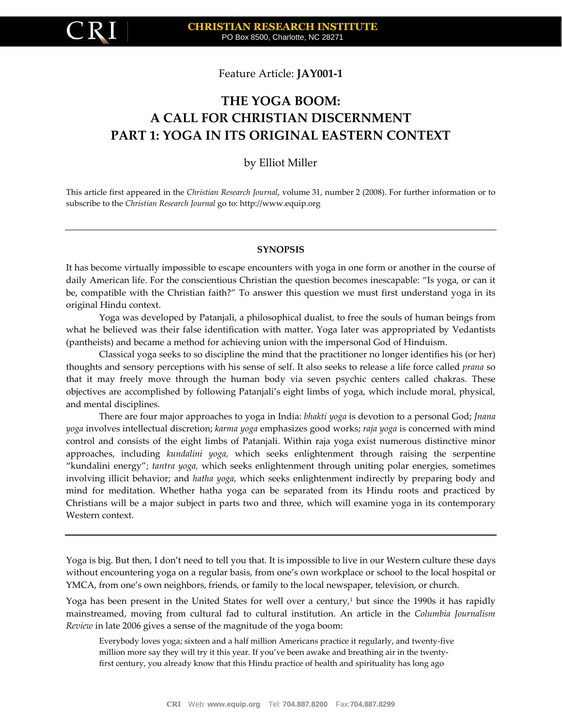Feature Article: **JAY001-1**

# THE YOGA BOOM: A CALL FOR CHRISTIAN DISCERNMENT PART 1: YOGA IN ITS ORIGINAL EASTERN CONTEXT

by Elliot Miller

This article first appeared in the *Christian Research Journal*, volume 31, number 2 (2008). For further information or to subscribe to the *Christian Research Journal* go to: http://www.equip.org

---

**SYNOPSIS**

It has become virtually impossible to escape encounters with yoga in one form or another in the course of daily American life. For the conscientious Christian the question becomes inescapable: "Is yoga, or can it be, compatible with the Christian faith?" To answer this question we must first understand yoga in its original Hindu context.

Yoga was developed by Patanjali, a philosophical dualist, to free the souls of human beings from what he believed was their false identification with matter. Yoga later was appropriated by Vedantists (pantheists) and became a method for achieving union with the impersonal God of Hinduism.

Classical yoga seeks to so discipline the mind that the practitioner no longer identifies his (or her) thoughts and sensory perceptions with his sense of self. It also seeks to release a life force called *prana* so that it may freely move through the human body via seven psychic centers called chakras. These objectives are accomplished by following Patanjali's eight limbs of yoga, which include moral, physical, and mental disciplines.

There are four major approaches to yoga in India: *bhakti yoga* is devotion to a personal God; *Jnana yoga* involves intellectual discretion; *karma yoga* emphasizes good works; *raja yoga* is concerned with mind control and consists of the eight limbs of Patanjali. Within raja yoga exist numerous distinctive minor approaches, including *kundalini yoga,* which seeks enlightenment through raising the serpentine "kundalini energy"; *tantra yoga,* which seeks enlightenment through uniting polar energies, sometimes involving illicit behavior; and *hatha yoga,* which seeks enlightenment indirectly by preparing body and mind for meditation. Whether hatha yoga can be separated from its Hindu roots and practiced by Christians will be a major subject in parts two and three, which will examine yoga in its contemporary Western context.

---

Yoga is big. But then, I don't need to tell you that. It is impossible to live in our Western culture these days without encountering yoga on a regular basis, from one's own workplace or school to the local hospital or YMCA, from one's own neighbors, friends, or family to the local newspaper, television, or church.

Yoga has been present in the United States for well over a century,[1] but since the 1990s it has rapidly mainstreamed, moving from cultural fad to cultural institution. An article in the *Columbia Journalism Review* in late 2006 gives a sense of the magnitude of the yoga boom:

> Everybody loves yoga; sixteen and a half million Americans practice it regularly, and twenty-five million more say they will try it this year. If you've been awake and breathing air in the twenty-first century, you already know that this Hindu practice of health and spirituality has long ago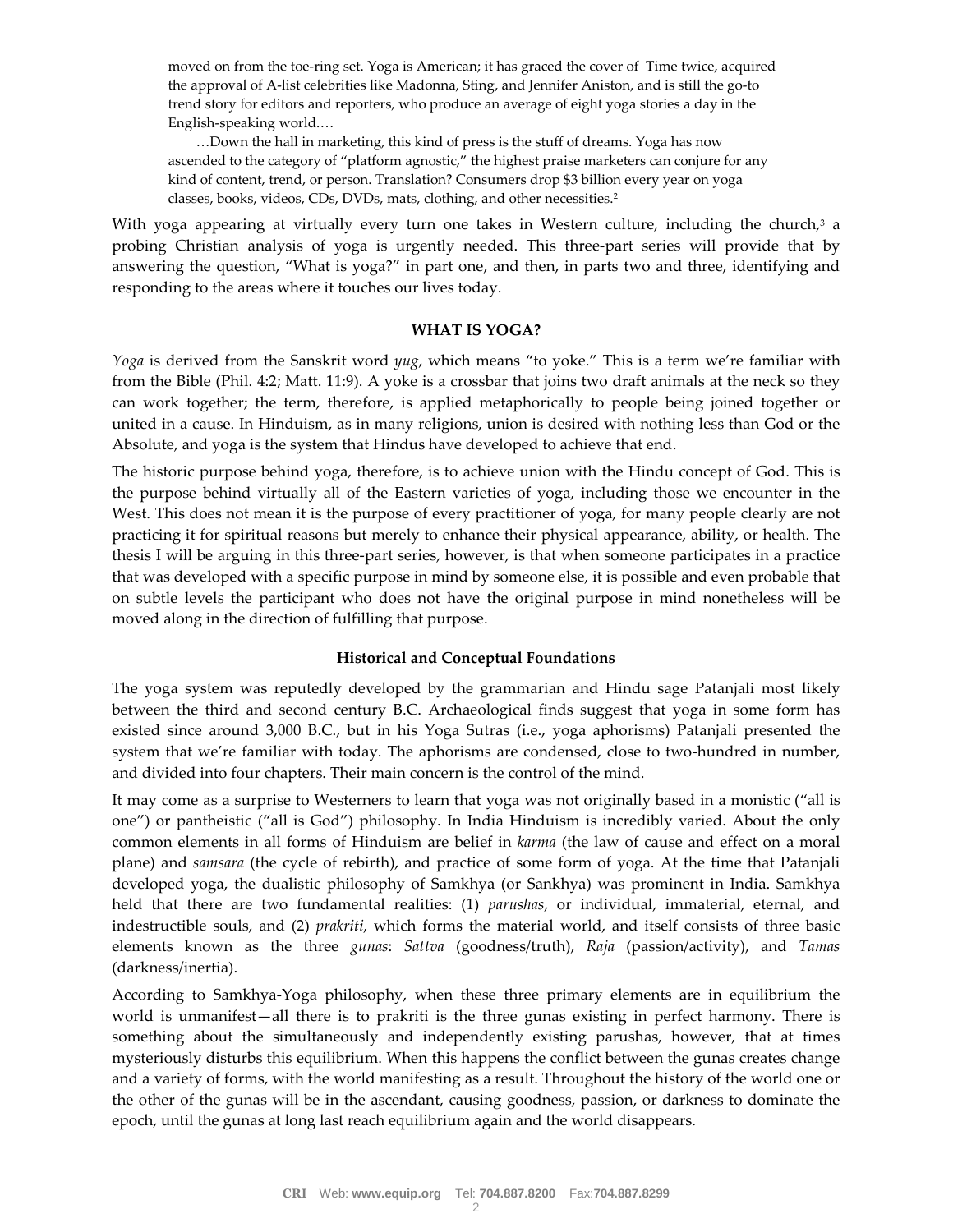> moved on from the toe-ring set. Yoga is American; it has graced the cover of Time twice, acquired the approval of A-list celebrities like Madonna, Sting, and Jennifer Aniston, and is still the go-to trend story for editors and reporters, who produce an average of eight yoga stories a day in the English-speaking world.…
>
> …Down the hall in marketing, this kind of press is the stuff of dreams. Yoga has now ascended to the category of "platform agnostic," the highest praise marketers can conjure for any kind of content, trend, or person. Translation? Consumers drop $3 billion every year on yoga classes, books, videos, CDs, DVDs, mats, clothing, and other necessities.[2]

With yoga appearing at virtually every turn one takes in Western culture, including the church,[3] a probing Christian analysis of yoga is urgently needed. This three-part series will provide that by answering the question, "What is yoga?" in part one, and then, in parts two and three, identifying and responding to the areas where it touches our lives today.

## WHAT IS YOGA?

*Yoga* is derived from the Sanskrit word *yug*, which means "to yoke." This is a term we're familiar with from the Bible (Phil. 4:2; Matt. 11:9). A yoke is a crossbar that joins two draft animals at the neck so they can work together; the term, therefore, is applied metaphorically to people being joined together or united in a cause. In Hinduism, as in many religions, union is desired with nothing less than God or the Absolute, and yoga is the system that Hindus have developed to achieve that end.

The historic purpose behind yoga, therefore, is to achieve union with the Hindu concept of God. This is the purpose behind virtually all of the Eastern varieties of yoga, including those we encounter in the West. This does not mean it is the purpose of every practitioner of yoga, for many people clearly are not practicing it for spiritual reasons but merely to enhance their physical appearance, ability, or health. The thesis I will be arguing in this three-part series, however, is that when someone participates in a practice that was developed with a specific purpose in mind by someone else, it is possible and even probable that on subtle levels the participant who does not have the original purpose in mind nonetheless will be moved along in the direction of fulfilling that purpose.

### Historical and Conceptual Foundations

The yoga system was reputedly developed by the grammarian and Hindu sage Patanjali most likely between the third and second century B.C. Archaeological finds suggest that yoga in some form has existed since around 3,000 B.C., but in his Yoga Sutras (i.e., yoga aphorisms) Patanjali presented the system that we're familiar with today. The aphorisms are condensed, close to two-hundred in number, and divided into four chapters. Their main concern is the control of the mind.

It may come as a surprise to Westerners to learn that yoga was not originally based in a monistic ("all is one") or pantheistic ("all is God") philosophy. In India Hinduism is incredibly varied. About the only common elements in all forms of Hinduism are belief in *karma* (the law of cause and effect on a moral plane) and *samsara* (the cycle of rebirth), and practice of some form of yoga. At the time that Patanjali developed yoga, the dualistic philosophy of Samkhya (or Sankhya) was prominent in India. Samkhya held that there are two fundamental realities: (1) *parushas*, or individual, immaterial, eternal, and indestructible souls, and (2) *prakriti*, which forms the material world, and itself consists of three basic elements known as the three *gunas*: *Sattva* (goodness/truth), *Raja* (passion/activity), and *Tamas* (darkness/inertia).

According to Samkhya-Yoga philosophy, when these three primary elements are in equilibrium the world is unmanifest—all there is to prakriti is the three gunas existing in perfect harmony. There is something about the simultaneously and independently existing parushas, however, that at times mysteriously disturbs this equilibrium. When this happens the conflict between the gunas creates change and a variety of forms, with the world manifesting as a result. Throughout the history of the world one or the other of the gunas will be in the ascendant, causing goodness, passion, or darkness to dominate the epoch, until the gunas at long last reach equilibrium again and the world disappears.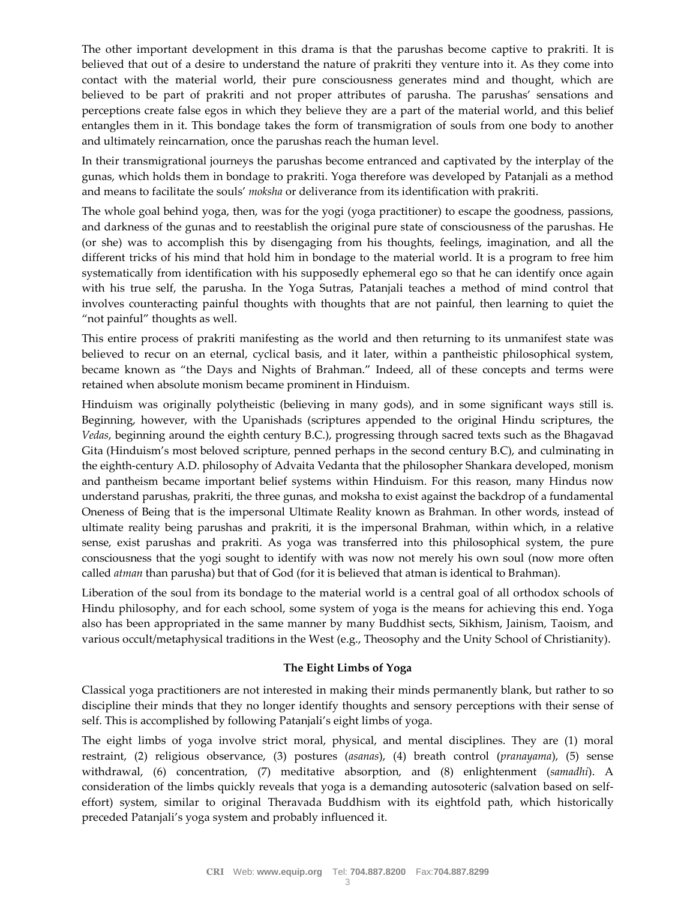The other important development in this drama is that the parushas become captive to prakriti. It is believed that out of a desire to understand the nature of prakriti they venture into it. As they come into contact with the material world, their pure consciousness generates mind and thought, which are believed to be part of prakriti and not proper attributes of parusha. The parushas' sensations and perceptions create false egos in which they believe they are a part of the material world, and this belief entangles them in it. This bondage takes the form of transmigration of souls from one body to another and ultimately reincarnation, once the parushas reach the human level.

In their transmigrational journeys the parushas become entranced and captivated by the interplay of the gunas, which holds them in bondage to prakriti. Yoga therefore was developed by Patanjali as a method and means to facilitate the souls' *moksha* or deliverance from its identification with prakriti.

The whole goal behind yoga, then, was for the yogi (yoga practitioner) to escape the goodness, passions, and darkness of the gunas and to reestablish the original pure state of consciousness of the parushas. He (or she) was to accomplish this by disengaging from his thoughts, feelings, imagination, and all the different tricks of his mind that hold him in bondage to the material world. It is a program to free him systematically from identification with his supposedly ephemeral ego so that he can identify once again with his true self, the parusha. In the Yoga Sutras, Patanjali teaches a method of mind control that involves counteracting painful thoughts with thoughts that are not painful, then learning to quiet the "not painful" thoughts as well.

This entire process of prakriti manifesting as the world and then returning to its unmanifest state was believed to recur on an eternal, cyclical basis, and it later, within a pantheistic philosophical system, became known as "the Days and Nights of Brahman." Indeed, all of these concepts and terms were retained when absolute monism became prominent in Hinduism.

Hinduism was originally polytheistic (believing in many gods), and in some significant ways still is. Beginning, however, with the Upanishads (scriptures appended to the original Hindu scriptures, the *Vedas*, beginning around the eighth century B.C.), progressing through sacred texts such as the Bhagavad Gita (Hinduism's most beloved scripture, penned perhaps in the second century B.C), and culminating in the eighth-century A.D. philosophy of Advaita Vedanta that the philosopher Shankara developed, monism and pantheism became important belief systems within Hinduism. For this reason, many Hindus now understand parushas, prakriti, the three gunas, and moksha to exist against the backdrop of a fundamental Oneness of Being that is the impersonal Ultimate Reality known as Brahman. In other words, instead of ultimate reality being parushas and prakriti, it is the impersonal Brahman, within which, in a relative sense, exist parushas and prakriti. As yoga was transferred into this philosophical system, the pure consciousness that the yogi sought to identify with was now not merely his own soul (now more often called *atman* than parusha) but that of God (for it is believed that atman is identical to Brahman).

Liberation of the soul from its bondage to the material world is a central goal of all orthodox schools of Hindu philosophy, and for each school, some system of yoga is the means for achieving this end. Yoga also has been appropriated in the same manner by many Buddhist sects, Sikhism, Jainism, Taoism, and various occult/metaphysical traditions in the West (e.g., Theosophy and the Unity School of Christianity).

## The Eight Limbs of Yoga

Classical yoga practitioners are not interested in making their minds permanently blank, but rather to so discipline their minds that they no longer identify thoughts and sensory perceptions with their sense of self. This is accomplished by following Patanjali's eight limbs of yoga.

The eight limbs of yoga involve strict moral, physical, and mental disciplines. They are (1) moral restraint, (2) religious observance, (3) postures (*asanas*), (4) breath control (*pranayama*), (5) sense withdrawal, (6) concentration, (7) meditative absorption, and (8) enlightenment (*samadhi*). A consideration of the limbs quickly reveals that yoga is a demanding autosoteric (salvation based on self-effort) system, similar to original Theravada Buddhism with its eightfold path, which historically preceded Patanjali's yoga system and probably influenced it.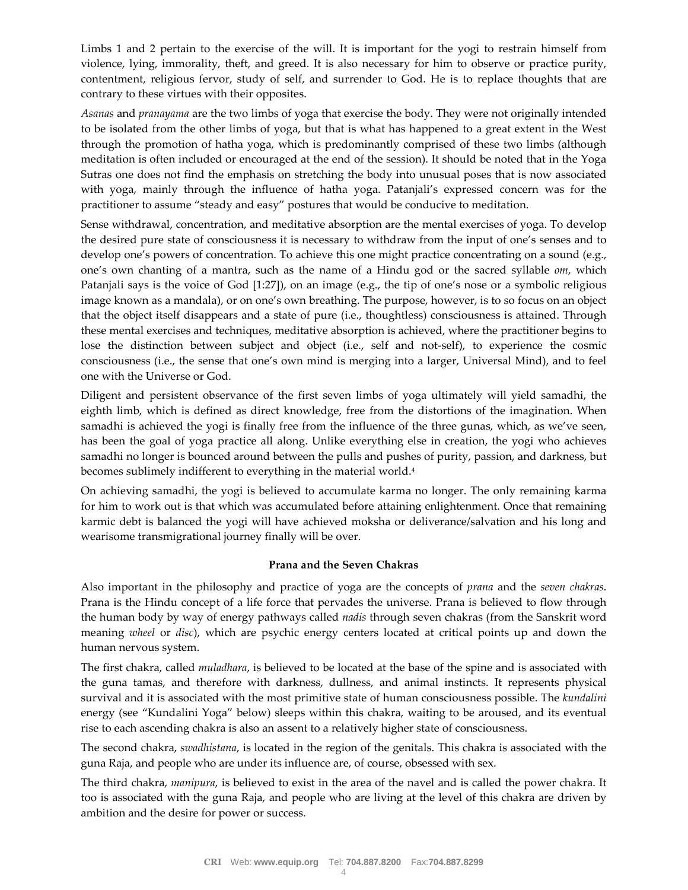Limbs 1 and 2 pertain to the exercise of the will. It is important for the yogi to restrain himself from violence, lying, immorality, theft, and greed. It is also necessary for him to observe or practice purity, contentment, religious fervor, study of self, and surrender to God. He is to replace thoughts that are contrary to these virtues with their opposites.

*Asanas* and *pranayama* are the two limbs of yoga that exercise the body. They were not originally intended to be isolated from the other limbs of yoga, but that is what has happened to a great extent in the West through the promotion of hatha yoga, which is predominantly comprised of these two limbs (although meditation is often included or encouraged at the end of the session). It should be noted that in the Yoga Sutras one does not find the emphasis on stretching the body into unusual poses that is now associated with yoga, mainly through the influence of hatha yoga. Patanjali's expressed concern was for the practitioner to assume "steady and easy" postures that would be conducive to meditation.

Sense withdrawal, concentration, and meditative absorption are the mental exercises of yoga. To develop the desired pure state of consciousness it is necessary to withdraw from the input of one's senses and to develop one's powers of concentration. To achieve this one might practice concentrating on a sound (e.g., one's own chanting of a mantra, such as the name of a Hindu god or the sacred syllable *om*, which Patanjali says is the voice of God [1:27]), on an image (e.g., the tip of one's nose or a symbolic religious image known as a mandala), or on one's own breathing. The purpose, however, is to so focus on an object that the object itself disappears and a state of pure (i.e., thoughtless) consciousness is attained. Through these mental exercises and techniques, meditative absorption is achieved, where the practitioner begins to lose the distinction between subject and object (i.e., self and not-self), to experience the cosmic consciousness (i.e., the sense that one's own mind is merging into a larger, Universal Mind), and to feel one with the Universe or God.

Diligent and persistent observance of the first seven limbs of yoga ultimately will yield samadhi, the eighth limb, which is defined as direct knowledge, free from the distortions of the imagination. When samadhi is achieved the yogi is finally free from the influence of the three gunas, which, as we've seen, has been the goal of yoga practice all along. Unlike everything else in creation, the yogi who achieves samadhi no longer is bounced around between the pulls and pushes of purity, passion, and darkness, but becomes sublimely indifferent to everything in the material world.[4]

On achieving samadhi, the yogi is believed to accumulate karma no longer. The only remaining karma for him to work out is that which was accumulated before attaining enlightenment. Once that remaining karmic debt is balanced the yogi will have achieved moksha or deliverance/salvation and his long and wearisome transmigrational journey finally will be over.

**Prana and the Seven Chakras**

Also important in the philosophy and practice of yoga are the concepts of *prana* and the *seven chakras*. Prana is the Hindu concept of a life force that pervades the universe. Prana is believed to flow through the human body by way of energy pathways called *nadis* through seven chakras (from the Sanskrit word meaning *wheel* or *disc*), which are psychic energy centers located at critical points up and down the human nervous system.

The first chakra, called *muladhara*, is believed to be located at the base of the spine and is associated with the guna tamas, and therefore with darkness, dullness, and animal instincts. It represents physical survival and it is associated with the most primitive state of human consciousness possible. The *kundalini* energy (see "Kundalini Yoga" below) sleeps within this chakra, waiting to be aroused, and its eventual rise to each ascending chakra is also an assent to a relatively higher state of consciousness.

The second chakra, *swadhistana*, is located in the region of the genitals. This chakra is associated with the guna Raja, and people who are under its influence are, of course, obsessed with sex.

The third chakra, *manipura*, is believed to exist in the area of the navel and is called the power chakra. It too is associated with the guna Raja, and people who are living at the level of this chakra are driven by ambition and the desire for power or success.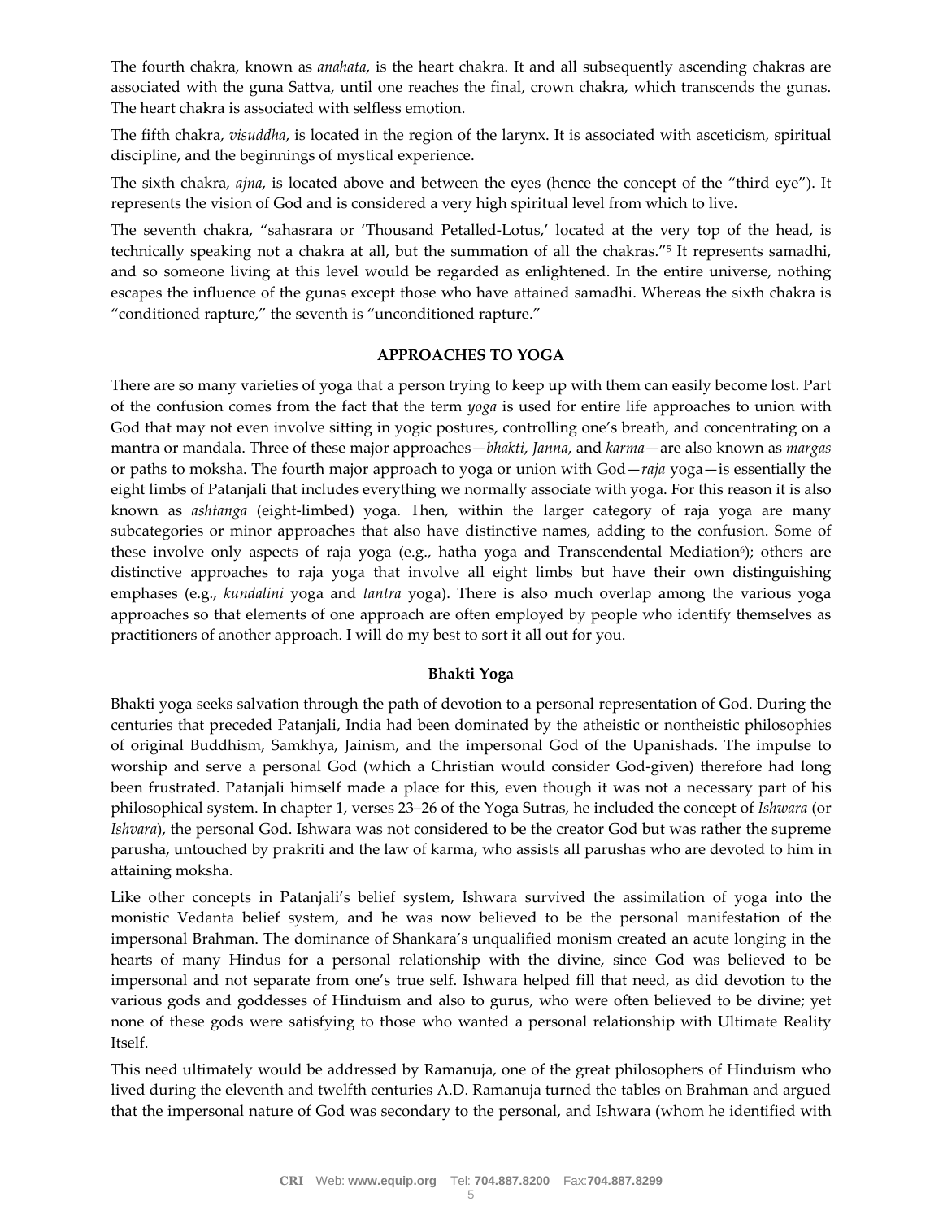The fourth chakra, known as *anahata*, is the heart chakra. It and all subsequently ascending chakras are associated with the guna Sattva, until one reaches the final, crown chakra, which transcends the gunas. The heart chakra is associated with selfless emotion.

The fifth chakra, *visuddha*, is located in the region of the larynx. It is associated with asceticism, spiritual discipline, and the beginnings of mystical experience.

The sixth chakra, *ajna*, is located above and between the eyes (hence the concept of the "third eye"). It represents the vision of God and is considered a very high spiritual level from which to live.

The seventh chakra, "sahasrara or 'Thousand Petalled-Lotus,' located at the very top of the head, is technically speaking not a chakra at all, but the summation of all the chakras."[5] It represents samadhi, and so someone living at this level would be regarded as enlightened. In the entire universe, nothing escapes the influence of the gunas except those who have attained samadhi. Whereas the sixth chakra is "conditioned rapture," the seventh is "unconditioned rapture."

## APPROACHES TO YOGA

There are so many varieties of yoga that a person trying to keep up with them can easily become lost. Part of the confusion comes from the fact that the term *yoga* is used for entire life approaches to union with God that may not even involve sitting in yogic postures, controlling one's breath, and concentrating on a mantra or mandala. Three of these major approaches—*bhakti*, *Janna*, and *karma*—are also known as *margas* or paths to moksha. The fourth major approach to yoga or union with God—*raja* yoga—is essentially the eight limbs of Patanjali that includes everything we normally associate with yoga. For this reason it is also known as *ashtanga* (eight-limbed) yoga. Then, within the larger category of raja yoga are many subcategories or minor approaches that also have distinctive names, adding to the confusion. Some of these involve only aspects of raja yoga (e.g., hatha yoga and Transcendental Mediation[6]); others are distinctive approaches to raja yoga that involve all eight limbs but have their own distinguishing emphases (e.g., *kundalini* yoga and *tantra* yoga). There is also much overlap among the various yoga approaches so that elements of one approach are often employed by people who identify themselves as practitioners of another approach. I will do my best to sort it all out for you.

### Bhakti Yoga

Bhakti yoga seeks salvation through the path of devotion to a personal representation of God. During the centuries that preceded Patanjali, India had been dominated by the atheistic or nontheistic philosophies of original Buddhism, Samkhya, Jainism, and the impersonal God of the Upanishads. The impulse to worship and serve a personal God (which a Christian would consider God-given) therefore had long been frustrated. Patanjali himself made a place for this, even though it was not a necessary part of his philosophical system. In chapter 1, verses 23–26 of the Yoga Sutras, he included the concept of *Ishwara* (or *Ishvara*), the personal God. Ishwara was not considered to be the creator God but was rather the supreme parusha, untouched by prakriti and the law of karma, who assists all parushas who are devoted to him in attaining moksha.

Like other concepts in Patanjali's belief system, Ishwara survived the assimilation of yoga into the monistic Vedanta belief system, and he was now believed to be the personal manifestation of the impersonal Brahman. The dominance of Shankara's unqualified monism created an acute longing in the hearts of many Hindus for a personal relationship with the divine, since God was believed to be impersonal and not separate from one's true self. Ishwara helped fill that need, as did devotion to the various gods and goddesses of Hinduism and also to gurus, who were often believed to be divine; yet none of these gods were satisfying to those who wanted a personal relationship with Ultimate Reality Itself.

This need ultimately would be addressed by Ramanuja, one of the great philosophers of Hinduism who lived during the eleventh and twelfth centuries A.D. Ramanuja turned the tables on Brahman and argued that the impersonal nature of God was secondary to the personal, and Ishwara (whom he identified with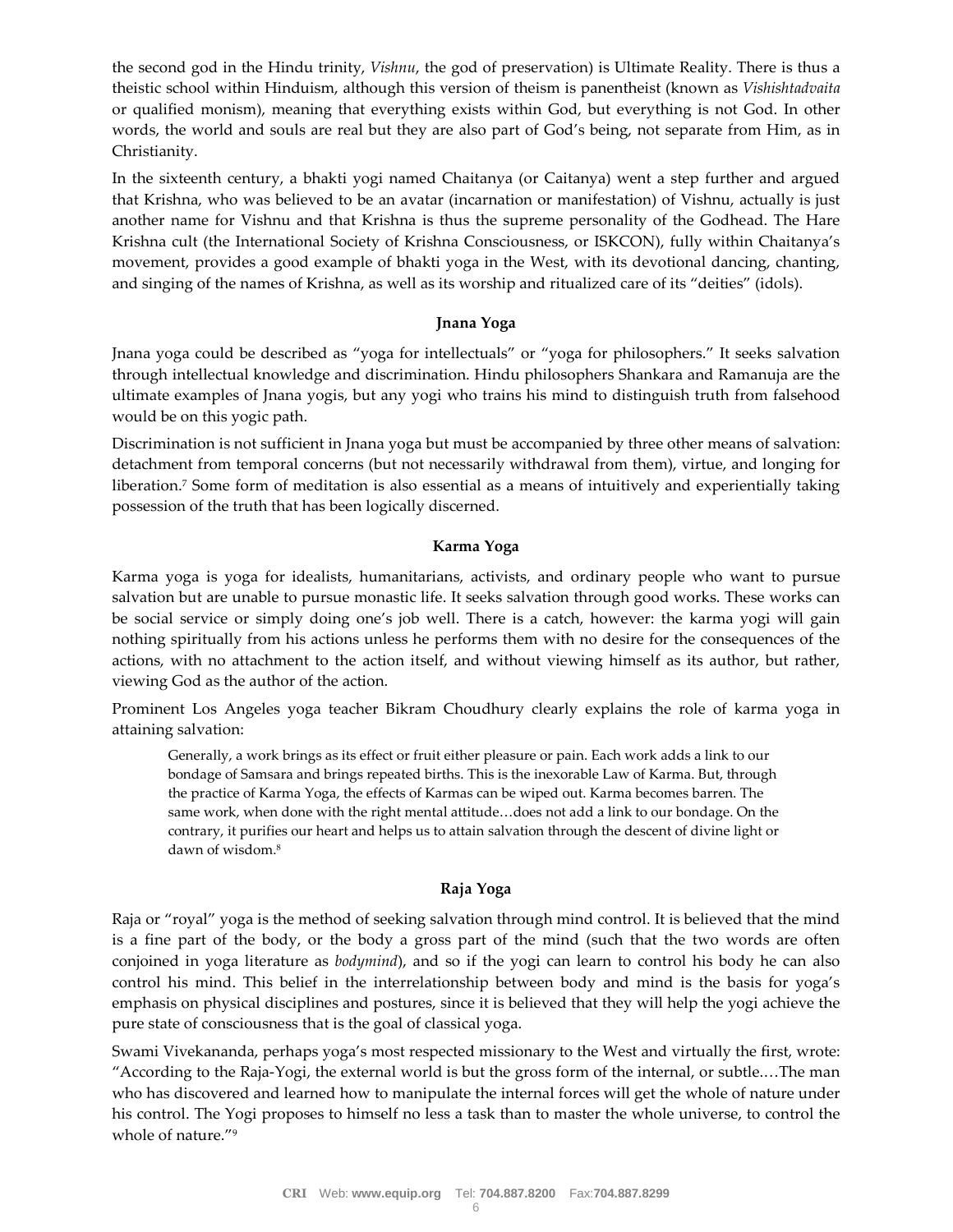the second god in the Hindu trinity, *Vishnu*, the god of preservation) is Ultimate Reality. There is thus a theistic school within Hinduism, although this version of theism is panentheist (known as *Vishishtadvaita* or qualified monism), meaning that everything exists within God, but everything is not God. In other words, the world and souls are real but they are also part of God's being, not separate from Him, as in Christianity.

In the sixteenth century, a bhakti yogi named Chaitanya (or Caitanya) went a step further and argued that Krishna, who was believed to be an avatar (incarnation or manifestation) of Vishnu, actually is just another name for Vishnu and that Krishna is thus the supreme personality of the Godhead. The Hare Krishna cult (the International Society of Krishna Consciousness, or ISKCON), fully within Chaitanya's movement, provides a good example of bhakti yoga in the West, with its devotional dancing, chanting, and singing of the names of Krishna, as well as its worship and ritualized care of its "deities" (idols).

### Jnana Yoga

Jnana yoga could be described as "yoga for intellectuals" or "yoga for philosophers." It seeks salvation through intellectual knowledge and discrimination. Hindu philosophers Shankara and Ramanuja are the ultimate examples of Jnana yogis, but any yogi who trains his mind to distinguish truth from falsehood would be on this yogic path.

Discrimination is not sufficient in Jnana yoga but must be accompanied by three other means of salvation: detachment from temporal concerns (but not necessarily withdrawal from them), virtue, and longing for liberation.[7] Some form of meditation is also essential as a means of intuitively and experientially taking possession of the truth that has been logically discerned.

### Karma Yoga

Karma yoga is yoga for idealists, humanitarians, activists, and ordinary people who want to pursue salvation but are unable to pursue monastic life. It seeks salvation through good works. These works can be social service or simply doing one's job well. There is a catch, however: the karma yogi will gain nothing spiritually from his actions unless he performs them with no desire for the consequences of the actions, with no attachment to the action itself, and without viewing himself as its author, but rather, viewing God as the author of the action.

Prominent Los Angeles yoga teacher Bikram Choudhury clearly explains the role of karma yoga in attaining salvation:

> Generally, a work brings as its effect or fruit either pleasure or pain. Each work adds a link to our bondage of Samsara and brings repeated births. This is the inexorable Law of Karma. But, through the practice of Karma Yoga, the effects of Karmas can be wiped out. Karma becomes barren. The same work, when done with the right mental attitude…does not add a link to our bondage. On the contrary, it purifies our heart and helps us to attain salvation through the descent of divine light or dawn of wisdom.[8]

### Raja Yoga

Raja or "royal" yoga is the method of seeking salvation through mind control. It is believed that the mind is a fine part of the body, or the body a gross part of the mind (such that the two words are often conjoined in yoga literature as *bodymind*), and so if the yogi can learn to control his body he can also control his mind. This belief in the interrelationship between body and mind is the basis for yoga's emphasis on physical disciplines and postures, since it is believed that they will help the yogi achieve the pure state of consciousness that is the goal of classical yoga.

Swami Vivekananda, perhaps yoga's most respected missionary to the West and virtually the first, wrote: "According to the Raja-Yogi, the external world is but the gross form of the internal, or subtle.…The man who has discovered and learned how to manipulate the internal forces will get the whole of nature under his control. The Yogi proposes to himself no less a task than to master the whole universe, to control the whole of nature."[9]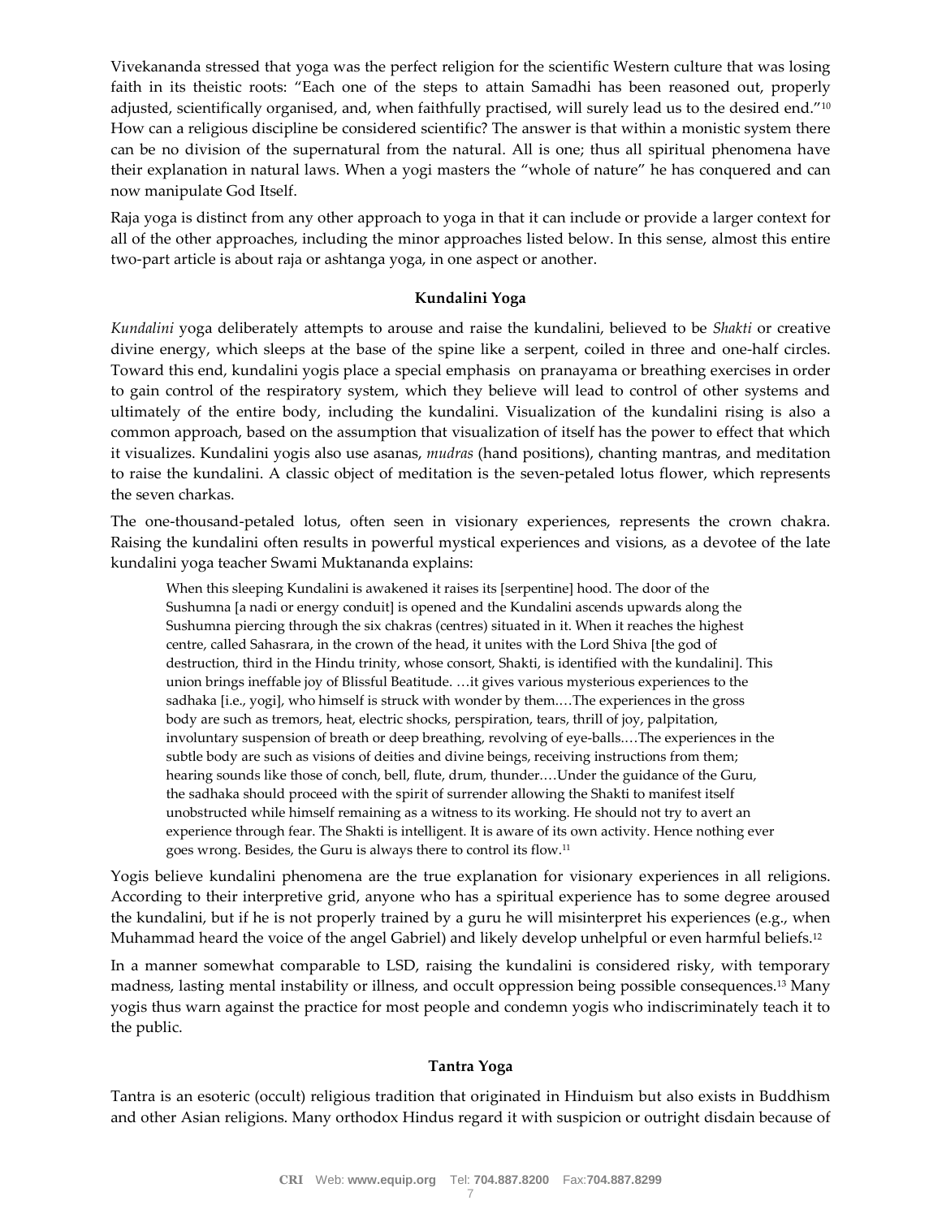Vivekananda stressed that yoga was the perfect religion for the scientific Western culture that was losing faith in its theistic roots: "Each one of the steps to attain Samadhi has been reasoned out, properly adjusted, scientifically organised, and, when faithfully practised, will surely lead us to the desired end."[10] How can a religious discipline be considered scientific? The answer is that within a monistic system there can be no division of the supernatural from the natural. All is one; thus all spiritual phenomena have their explanation in natural laws. When a yogi masters the "whole of nature" he has conquered and can now manipulate God Itself.

Raja yoga is distinct from any other approach to yoga in that it can include or provide a larger context for all of the other approaches, including the minor approaches listed below. In this sense, almost this entire two-part article is about raja or ashtanga yoga, in one aspect or another.

### Kundalini Yoga

*Kundalini* yoga deliberately attempts to arouse and raise the kundalini, believed to be *Shakti* or creative divine energy, which sleeps at the base of the spine like a serpent, coiled in three and one-half circles. Toward this end, kundalini yogis place a special emphasis on pranayama or breathing exercises in order to gain control of the respiratory system, which they believe will lead to control of other systems and ultimately of the entire body, including the kundalini. Visualization of the kundalini rising is also a common approach, based on the assumption that visualization of itself has the power to effect that which it visualizes. Kundalini yogis also use asanas, *mudras* (hand positions), chanting mantras, and meditation to raise the kundalini. A classic object of meditation is the seven-petaled lotus flower, which represents the seven charkas.

The one-thousand-petaled lotus, often seen in visionary experiences, represents the crown chakra. Raising the kundalini often results in powerful mystical experiences and visions, as a devotee of the late kundalini yoga teacher Swami Muktananda explains:

> When this sleeping Kundalini is awakened it raises its [serpentine] hood. The door of the Sushumna [a nadi or energy conduit] is opened and the Kundalini ascends upwards along the Sushumna piercing through the six chakras (centres) situated in it. When it reaches the highest centre, called Sahasrara, in the crown of the head, it unites with the Lord Shiva [the god of destruction, third in the Hindu trinity, whose consort, Shakti, is identified with the kundalini]. This union brings ineffable joy of Blissful Beatitude. …it gives various mysterious experiences to the sadhaka [i.e., yogi], who himself is struck with wonder by them.…The experiences in the gross body are such as tremors, heat, electric shocks, perspiration, tears, thrill of joy, palpitation, involuntary suspension of breath or deep breathing, revolving of eye-balls.…The experiences in the subtle body are such as visions of deities and divine beings, receiving instructions from them; hearing sounds like those of conch, bell, flute, drum, thunder.…Under the guidance of the Guru, the sadhaka should proceed with the spirit of surrender allowing the Shakti to manifest itself unobstructed while himself remaining as a witness to its working. He should not try to avert an experience through fear. The Shakti is intelligent. It is aware of its own activity. Hence nothing ever goes wrong. Besides, the Guru is always there to control its flow.[11]

Yogis believe kundalini phenomena are the true explanation for visionary experiences in all religions. According to their interpretive grid, anyone who has a spiritual experience has to some degree aroused the kundalini, but if he is not properly trained by a guru he will misinterpret his experiences (e.g., when Muhammad heard the voice of the angel Gabriel) and likely develop unhelpful or even harmful beliefs.[12]

In a manner somewhat comparable to LSD, raising the kundalini is considered risky, with temporary madness, lasting mental instability or illness, and occult oppression being possible consequences.[13] Many yogis thus warn against the practice for most people and condemn yogis who indiscriminately teach it to the public.

### Tantra Yoga

Tantra is an esoteric (occult) religious tradition that originated in Hinduism but also exists in Buddhism and other Asian religions. Many orthodox Hindus regard it with suspicion or outright disdain because of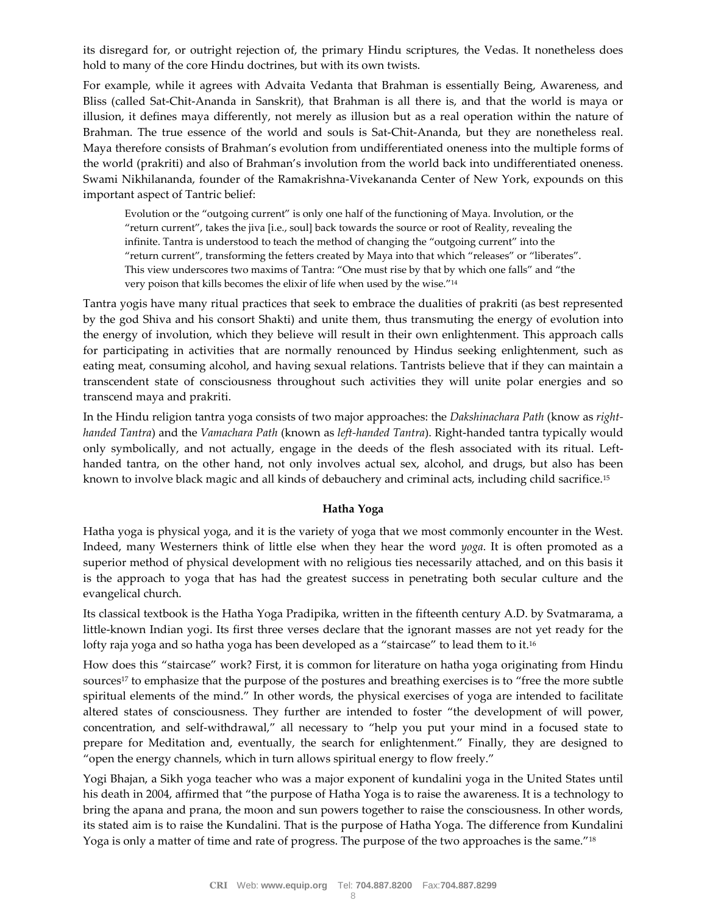its disregard for, or outright rejection of, the primary Hindu scriptures, the Vedas. It nonetheless does hold to many of the core Hindu doctrines, but with its own twists.

For example, while it agrees with Advaita Vedanta that Brahman is essentially Being, Awareness, and Bliss (called Sat-Chit-Ananda in Sanskrit), that Brahman is all there is, and that the world is maya or illusion, it defines maya differently, not merely as illusion but as a real operation within the nature of Brahman. The true essence of the world and souls is Sat-Chit-Ananda, but they are nonetheless real. Maya therefore consists of Brahman's evolution from undifferentiated oneness into the multiple forms of the world (prakriti) and also of Brahman's involution from the world back into undifferentiated oneness. Swami Nikhilananda, founder of the Ramakrishna-Vivekananda Center of New York, expounds on this important aspect of Tantric belief:

> Evolution or the "outgoing current" is only one half of the functioning of Maya. Involution, or the "return current", takes the jiva [i.e., soul] back towards the source or root of Reality, revealing the infinite. Tantra is understood to teach the method of changing the "outgoing current" into the "return current", transforming the fetters created by Maya into that which "releases" or "liberates". This view underscores two maxims of Tantra: "One must rise by that by which one falls" and "the very poison that kills becomes the elixir of life when used by the wise."[14]

Tantra yogis have many ritual practices that seek to embrace the dualities of prakriti (as best represented by the god Shiva and his consort Shakti) and unite them, thus transmuting the energy of evolution into the energy of involution, which they believe will result in their own enlightenment. This approach calls for participating in activities that are normally renounced by Hindus seeking enlightenment, such as eating meat, consuming alcohol, and having sexual relations. Tantrists believe that if they can maintain a transcendent state of consciousness throughout such activities they will unite polar energies and so transcend maya and prakriti.

In the Hindu religion tantra yoga consists of two major approaches: the *Dakshinachara Path* (know as *right-handed Tantra*) and the *Vamachara Path* (known as *left-handed Tantra*). Right-handed tantra typically would only symbolically, and not actually, engage in the deeds of the flesh associated with its ritual. Left-handed tantra, on the other hand, not only involves actual sex, alcohol, and drugs, but also has been known to involve black magic and all kinds of debauchery and criminal acts, including child sacrifice.[15]

**Hatha Yoga**

Hatha yoga is physical yoga, and it is the variety of yoga that we most commonly encounter in the West. Indeed, many Westerners think of little else when they hear the word *yoga*. It is often promoted as a superior method of physical development with no religious ties necessarily attached, and on this basis it is the approach to yoga that has had the greatest success in penetrating both secular culture and the evangelical church.

Its classical textbook is the Hatha Yoga Pradipika, written in the fifteenth century A.D. by Svatmarama, a little-known Indian yogi. Its first three verses declare that the ignorant masses are not yet ready for the lofty raja yoga and so hatha yoga has been developed as a "staircase" to lead them to it.[16]

How does this "staircase" work? First, it is common for literature on hatha yoga originating from Hindu sources[17] to emphasize that the purpose of the postures and breathing exercises is to "free the more subtle spiritual elements of the mind." In other words, the physical exercises of yoga are intended to facilitate altered states of consciousness. They further are intended to foster "the development of will power, concentration, and self-withdrawal," all necessary to "help you put your mind in a focused state to prepare for Meditation and, eventually, the search for enlightenment." Finally, they are designed to "open the energy channels, which in turn allows spiritual energy to flow freely."

Yogi Bhajan, a Sikh yoga teacher who was a major exponent of kundalini yoga in the United States until his death in 2004, affirmed that "the purpose of Hatha Yoga is to raise the awareness. It is a technology to bring the apana and prana, the moon and sun powers together to raise the consciousness. In other words, its stated aim is to raise the Kundalini. That is the purpose of Hatha Yoga. The difference from Kundalini Yoga is only a matter of time and rate of progress. The purpose of the two approaches is the same."[18]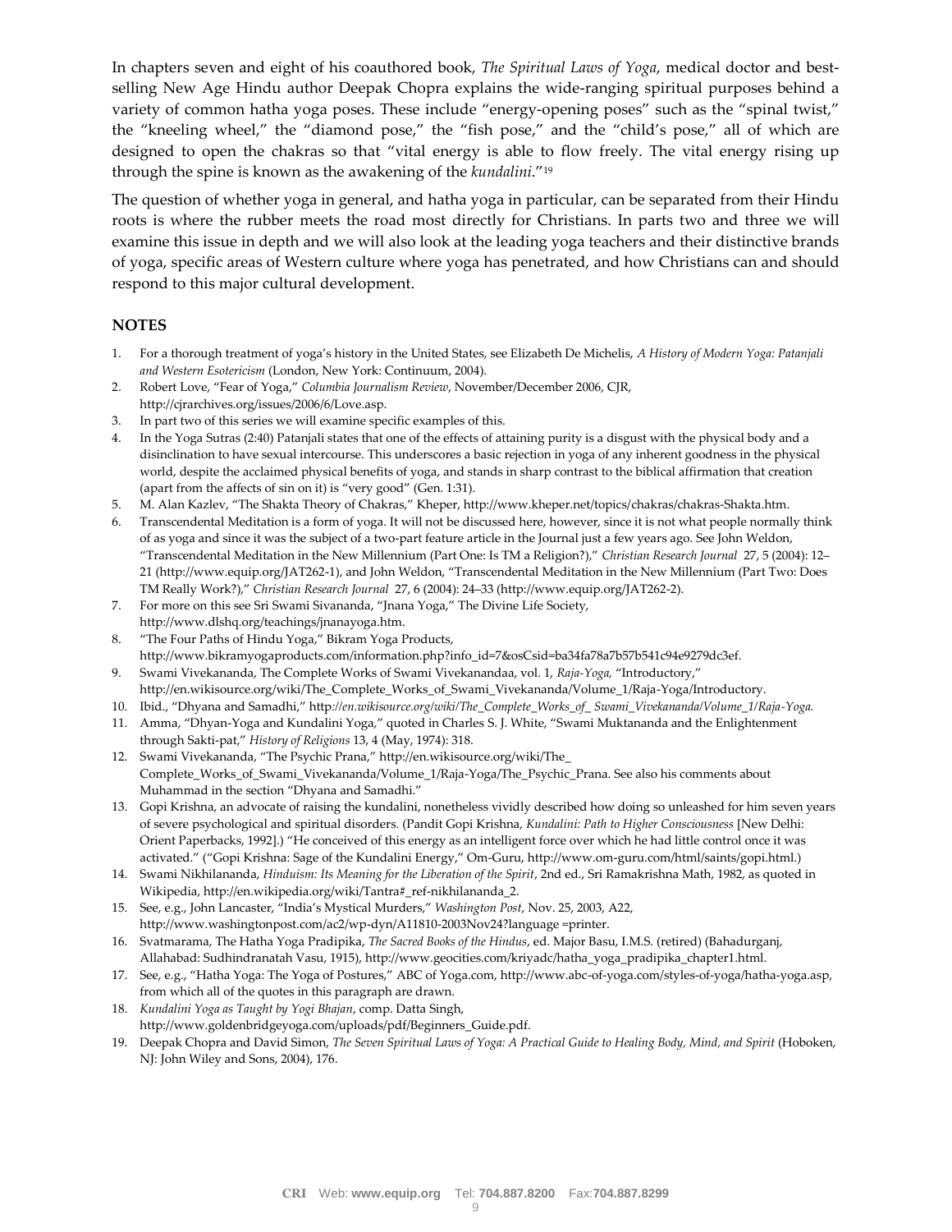In chapters seven and eight of his coauthored book, *The Spiritual Laws of Yoga*, medical doctor and best-selling New Age Hindu author Deepak Chopra explains the wide-ranging spiritual purposes behind a variety of common hatha yoga poses. These include "energy-opening poses" such as the "spinal twist," the "kneeling wheel," the "diamond pose," the "fish pose," and the "child's pose," all of which are designed to open the chakras so that "vital energy is able to flow freely. The vital energy rising up through the spine is known as the awakening of the *kundalini*."[19]

The question of whether yoga in general, and hatha yoga in particular, can be separated from their Hindu roots is where the rubber meets the road most directly for Christians. In parts two and three we will examine this issue in depth and we will also look at the leading yoga teachers and their distinctive brands of yoga, specific areas of Western culture where yoga has penetrated, and how Christians can and should respond to this major cultural development.

### NOTES

1. For a thorough treatment of yoga's history in the United States, see Elizabeth De Michelis, *A History of Modern Yoga: Patanjali and Western Esotericism* (London, New York: Continuum, 2004).
2. Robert Love, "Fear of Yoga," *Columbia Journalism Review*, November/December 2006, CJR, http://cjrarchives.org/issues/2006/6/Love.asp.
3. In part two of this series we will examine specific examples of this.
4. In the Yoga Sutras (2:40) Patanjali states that one of the effects of attaining purity is a disgust with the physical body and a disinclination to have sexual intercourse. This underscores a basic rejection in yoga of any inherent goodness in the physical world, despite the acclaimed physical benefits of yoga, and stands in sharp contrast to the biblical affirmation that creation (apart from the affects of sin on it) is "very good" (Gen. 1:31).
5. M. Alan Kazlev, "The Shakta Theory of Chakras," Kheper, http://www.kheper.net/topics/chakras/chakras-Shakta.htm.
6. Transcendental Meditation is a form of yoga. It will not be discussed here, however, since it is not what people normally think of as yoga and since it was the subject of a two-part feature article in the Journal just a few years ago. See John Weldon, "Transcendental Meditation in the New Millennium (Part One: Is TM a Religion?)," *Christian Research Journal* 27, 5 (2004): 12–21 (http://www.equip.org/JAT262-1), and John Weldon, "Transcendental Meditation in the New Millennium (Part Two: Does TM Really Work?)," *Christian Research Journal* 27, 6 (2004): 24–33 (http://www.equip.org/JAT262-2).
7. For more on this see Sri Swami Sivananda, "Jnana Yoga," The Divine Life Society, http://www.dlshq.org/teachings/jnanayoga.htm.
8. "The Four Paths of Hindu Yoga," Bikram Yoga Products, http://www.bikramyogaproducts.com/information.php?info_id=7&osCsid=ba34fa78a7b57b541c94e9279dc3ef.
9. Swami Vivekananda, The Complete Works of Swami Vivekanandaa, vol. 1, *Raja-Yoga,* "Introductory," http://en.wikisource.org/wiki/The_Complete_Works_of_Swami_Vivekananda/Volume_1/Raja-Yoga/Introductory.
10. Ibid., "Dhyana and Samadhi," *http://en.wikisource.org/wiki/The_Complete_Works_of_ Swami_Vivekananda/Volume_1/Raja-Yoga.*
11. Amma, "Dhyan-Yoga and Kundalini Yoga," quoted in Charles S. J. White, "Swami Muktananda and the Enlightenment through Sakti-pat," *History of Religions* 13, 4 (May, 1974): 318.
12. Swami Vivekananda, "The Psychic Prana," http://en.wikisource.org/wiki/The_ Complete_Works_of_Swami_Vivekananda/Volume_1/Raja-Yoga/The_Psychic_Prana. See also his comments about Muhammad in the section "Dhyana and Samadhi."
13. Gopi Krishna, an advocate of raising the kundalini, nonetheless vividly described how doing so unleashed for him seven years of severe psychological and spiritual disorders. (Pandit Gopi Krishna, *Kundalini: Path to Higher Consciousness* [New Delhi: Orient Paperbacks, 1992].) "He conceived of this energy as an intelligent force over which he had little control once it was activated." ("Gopi Krishna: Sage of the Kundalini Energy," Om-Guru, http://www.om-guru.com/html/saints/gopi.html.)
14. Swami Nikhilananda, *Hinduism: Its Meaning for the Liberation of the Spirit*, 2nd ed., Sri Ramakrishna Math, 1982, as quoted in Wikipedia, http://en.wikipedia.org/wiki/Tantra#_ref-nikhilananda_2.
15. See, e.g., John Lancaster, "India's Mystical Murders," *Washington Post*, Nov. 25, 2003, A22, http://www.washingtonpost.com/ac2/wp-dyn/A11810-2003Nov24?language =printer.
16. Svatmarama, The Hatha Yoga Pradipika, *The Sacred Books of the Hindus*, ed. Major Basu, I.M.S. (retired) (Bahadurganj, Allahabad: Sudhindranatah Vasu, 1915), http://www.geocities.com/kriyadc/hatha_yoga_pradipika_chapter1.html.
17. See, e.g., "Hatha Yoga: The Yoga of Postures," ABC of Yoga.com, http://www.abc-of-yoga.com/styles-of-yoga/hatha-yoga.asp, from which all of the quotes in this paragraph are drawn.
18. *Kundalini Yoga as Taught by Yogi Bhajan*, comp. Datta Singh, http://www.goldenbridgeyoga.com/uploads/pdf/Beginners_Guide.pdf.
19. Deepak Chopra and David Simon, *The Seven Spiritual Laws of Yoga: A Practical Guide to Healing Body, Mind, and Spirit* (Hoboken, NJ: John Wiley and Sons, 2004), 176.